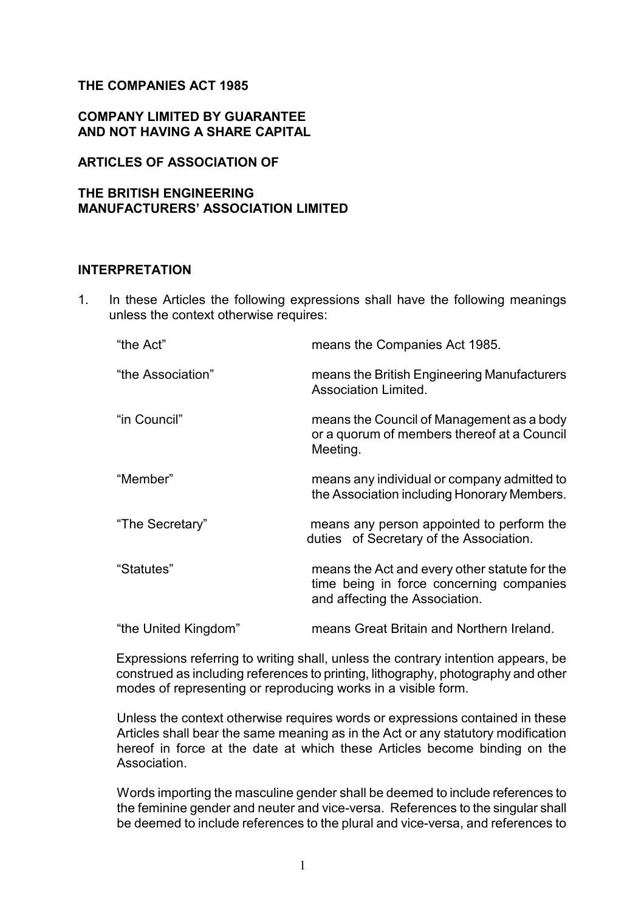**THE COMPANIES ACT 1985**

**COMPANY LIMITED BY GUARANTEE AND NOT HAVING A SHARE CAPITAL**

**ARTICLES OF ASSOCIATION OF**

**THE BRITISH ENGINEERING MANUFACTURERS' ASSOCIATION LIMITED**

## INTERPRETATION

1. In these Articles the following expressions shall have the following meanings unless the context otherwise requires:

| | |
|---|---|
| "the Act" | means the Companies Act 1985. |
| "the Association" | means the British Engineering Manufacturers Association Limited. |
| "in Council" | means the Council of Management as a body or a quorum of members thereof at a Council Meeting. |
| "Member" | means any individual or company admitted to the Association including Honorary Members. |
| "The Secretary" | means any person appointed to perform the duties of Secretary of the Association. |
| "Statutes" | means the Act and every other statute for the time being in force concerning companies and affecting the Association. |
| "the United Kingdom" | means Great Britain and Northern Ireland. |

Expressions referring to writing shall, unless the contrary intention appears, be construed as including references to printing, lithography, photography and other modes of representing or reproducing works in a visible form.

Unless the context otherwise requires words or expressions contained in these Articles shall bear the same meaning as in the Act or any statutory modification hereof in force at the date at which these Articles become binding on the Association.

Words importing the masculine gender shall be deemed to include references to the feminine gender and neuter and vice-versa. References to the singular shall be deemed to include references to the plural and vice-versa, and references to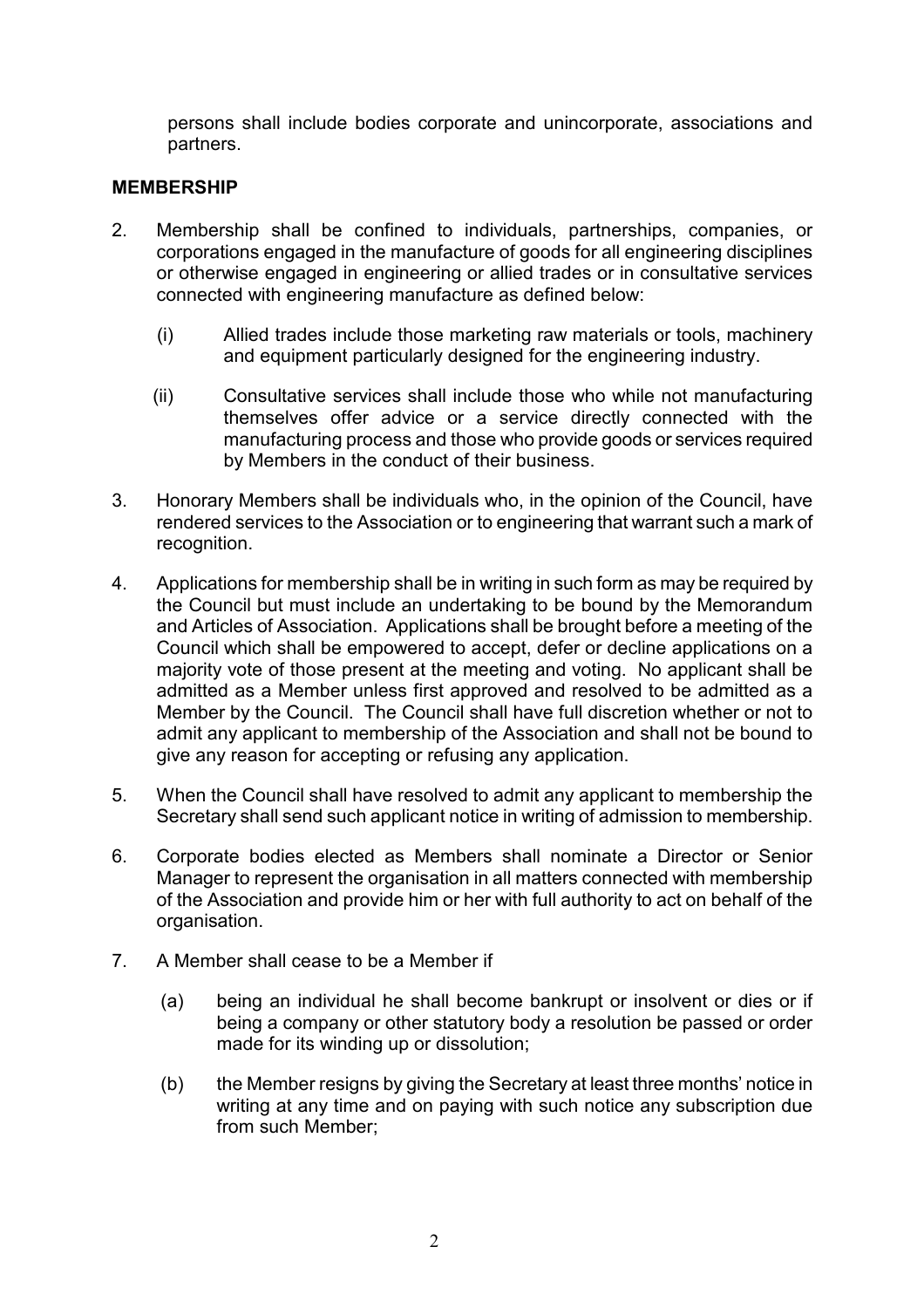persons shall include bodies corporate and unincorporate, associations and partners.

**MEMBERSHIP**

2. Membership shall be confined to individuals, partnerships, companies, or corporations engaged in the manufacture of goods for all engineering disciplines or otherwise engaged in engineering or allied trades or in consultative services connected with engineering manufacture as defined below:

   (i) Allied trades include those marketing raw materials or tools, machinery and equipment particularly designed for the engineering industry.

   (ii) Consultative services shall include those who while not manufacturing themselves offer advice or a service directly connected with the manufacturing process and those who provide goods or services required by Members in the conduct of their business.

3. Honorary Members shall be individuals who, in the opinion of the Council, have rendered services to the Association or to engineering that warrant such a mark of recognition.

4. Applications for membership shall be in writing in such form as may be required by the Council but must include an undertaking to be bound by the Memorandum and Articles of Association. Applications shall be brought before a meeting of the Council which shall be empowered to accept, defer or decline applications on a majority vote of those present at the meeting and voting. No applicant shall be admitted as a Member unless first approved and resolved to be admitted as a Member by the Council. The Council shall have full discretion whether or not to admit any applicant to membership of the Association and shall not be bound to give any reason for accepting or refusing any application.

5. When the Council shall have resolved to admit any applicant to membership the Secretary shall send such applicant notice in writing of admission to membership.

6. Corporate bodies elected as Members shall nominate a Director or Senior Manager to represent the organisation in all matters connected with membership of the Association and provide him or her with full authority to act on behalf of the organisation.

7. A Member shall cease to be a Member if

   (a) being an individual he shall become bankrupt or insolvent or dies or if being a company or other statutory body a resolution be passed or order made for its winding up or dissolution;

   (b) the Member resigns by giving the Secretary at least three months' notice in writing at any time and on paying with such notice any subscription due from such Member;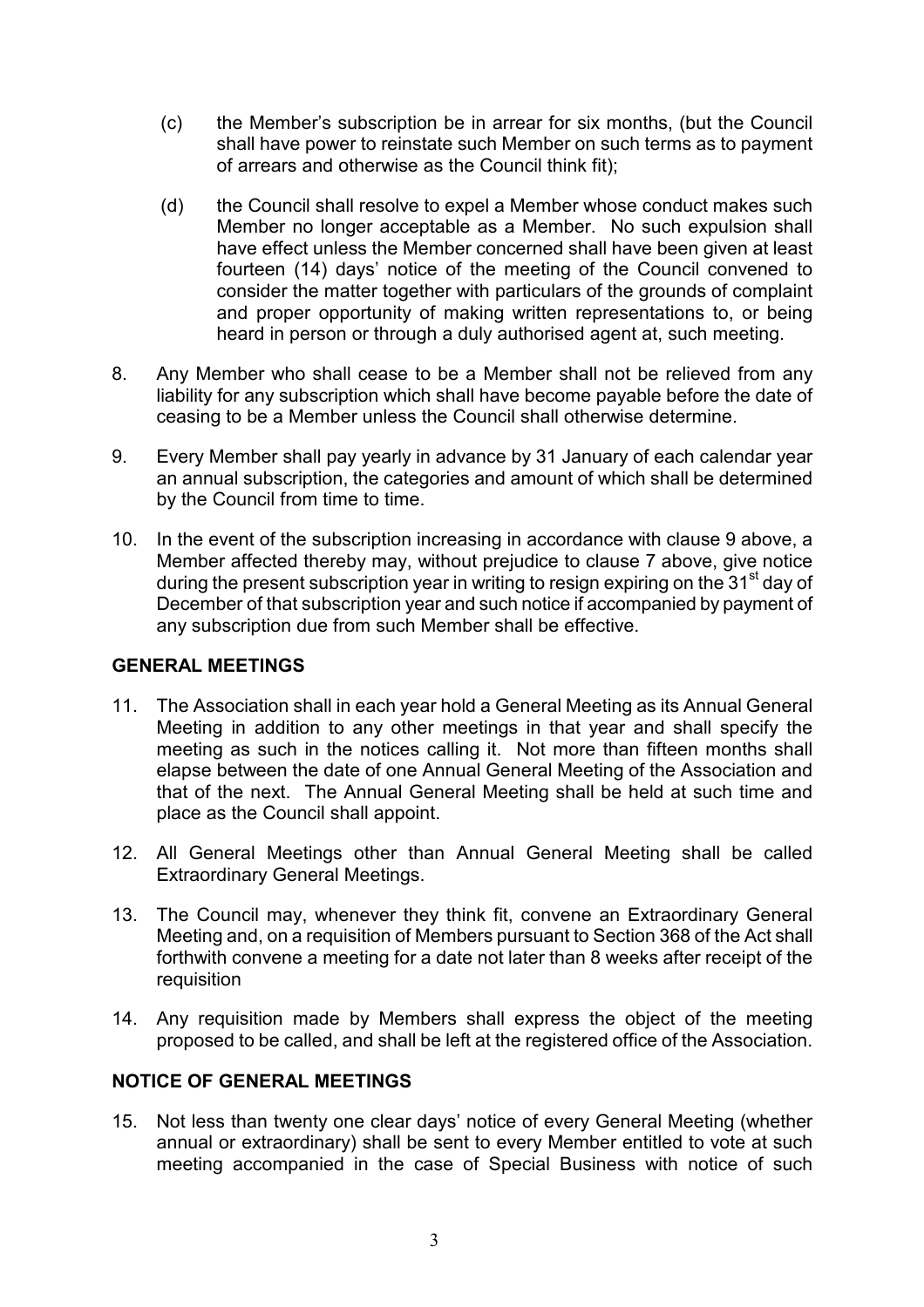(c) the Member's subscription be in arrear for six months, (but the Council shall have power to reinstate such Member on such terms as to payment of arrears and otherwise as the Council think fit);

(d) the Council shall resolve to expel a Member whose conduct makes such Member no longer acceptable as a Member. No such expulsion shall have effect unless the Member concerned shall have been given at least fourteen (14) days' notice of the meeting of the Council convened to consider the matter together with particulars of the grounds of complaint and proper opportunity of making written representations to, or being heard in person or through a duly authorised agent at, such meeting.

8. Any Member who shall cease to be a Member shall not be relieved from any liability for any subscription which shall have become payable before the date of ceasing to be a Member unless the Council shall otherwise determine.

9. Every Member shall pay yearly in advance by 31 January of each calendar year an annual subscription, the categories and amount of which shall be determined by the Council from time to time.

10. In the event of the subscription increasing in accordance with clause 9 above, a Member affected thereby may, without prejudice to clause 7 above, give notice during the present subscription year in writing to resign expiring on the 31st day of December of that subscription year and such notice if accompanied by payment of any subscription due from such Member shall be effective.

## GENERAL MEETINGS

11. The Association shall in each year hold a General Meeting as its Annual General Meeting in addition to any other meetings in that year and shall specify the meeting as such in the notices calling it. Not more than fifteen months shall elapse between the date of one Annual General Meeting of the Association and that of the next. The Annual General Meeting shall be held at such time and place as the Council shall appoint.

12. All General Meetings other than Annual General Meeting shall be called Extraordinary General Meetings.

13. The Council may, whenever they think fit, convene an Extraordinary General Meeting and, on a requisition of Members pursuant to Section 368 of the Act shall forthwith convene a meeting for a date not later than 8 weeks after receipt of the requisition

14. Any requisition made by Members shall express the object of the meeting proposed to be called, and shall be left at the registered office of the Association.

## NOTICE OF GENERAL MEETINGS

15. Not less than twenty one clear days' notice of every General Meeting (whether annual or extraordinary) shall be sent to every Member entitled to vote at such meeting accompanied in the case of Special Business with notice of such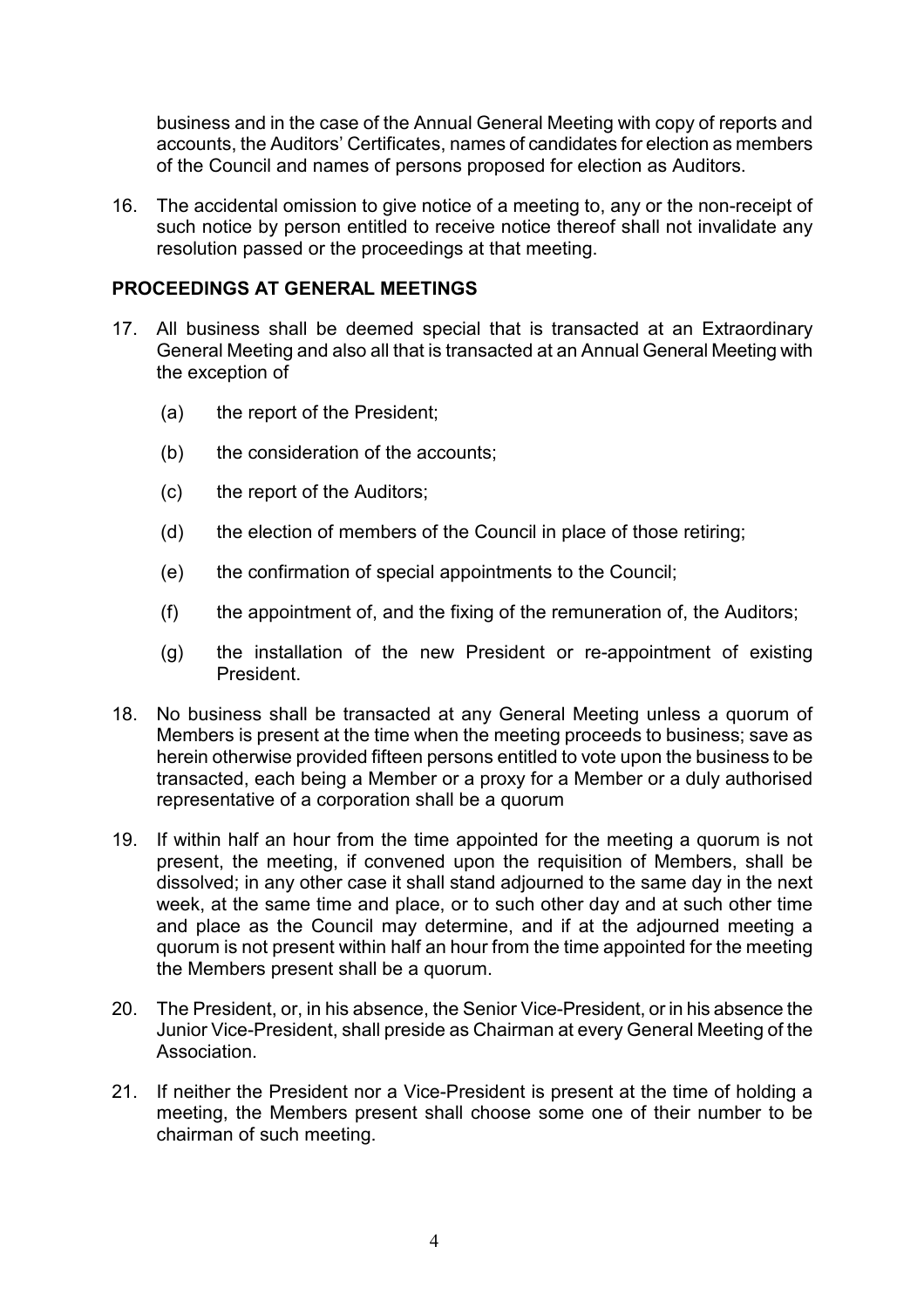business and in the case of the Annual General Meeting with copy of reports and accounts, the Auditors' Certificates, names of candidates for election as members of the Council and names of persons proposed for election as Auditors.

16. The accidental omission to give notice of a meeting to, any or the non-receipt of such notice by person entitled to receive notice thereof shall not invalidate any resolution passed or the proceedings at that meeting.

## PROCEEDINGS AT GENERAL MEETINGS

17. All business shall be deemed special that is transacted at an Extraordinary General Meeting and also all that is transacted at an Annual General Meeting with the exception of

    (a) the report of the President;

    (b) the consideration of the accounts;

    (c) the report of the Auditors;

    (d) the election of members of the Council in place of those retiring;

    (e) the confirmation of special appointments to the Council;

    (f) the appointment of, and the fixing of the remuneration of, the Auditors;

    (g) the installation of the new President or re-appointment of existing President.

18. No business shall be transacted at any General Meeting unless a quorum of Members is present at the time when the meeting proceeds to business; save as herein otherwise provided fifteen persons entitled to vote upon the business to be transacted, each being a Member or a proxy for a Member or a duly authorised representative of a corporation shall be a quorum

19. If within half an hour from the time appointed for the meeting a quorum is not present, the meeting, if convened upon the requisition of Members, shall be dissolved; in any other case it shall stand adjourned to the same day in the next week, at the same time and place, or to such other day and at such other time and place as the Council may determine, and if at the adjourned meeting a quorum is not present within half an hour from the time appointed for the meeting the Members present shall be a quorum.

20. The President, or, in his absence, the Senior Vice-President, or in his absence the Junior Vice-President, shall preside as Chairman at every General Meeting of the Association.

21. If neither the President nor a Vice-President is present at the time of holding a meeting, the Members present shall choose some one of their number to be chairman of such meeting.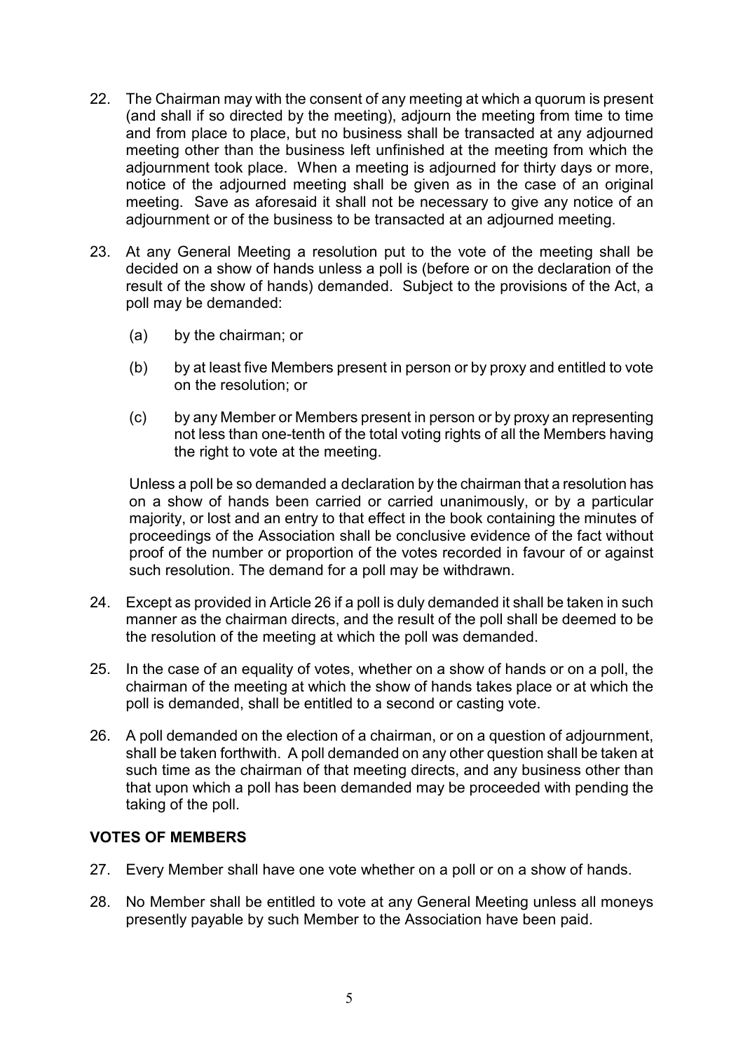22. The Chairman may with the consent of any meeting at which a quorum is present (and shall if so directed by the meeting), adjourn the meeting from time to time and from place to place, but no business shall be transacted at any adjourned meeting other than the business left unfinished at the meeting from which the adjournment took place. When a meeting is adjourned for thirty days or more, notice of the adjourned meeting shall be given as in the case of an original meeting. Save as aforesaid it shall not be necessary to give any notice of an adjournment or of the business to be transacted at an adjourned meeting.

23. At any General Meeting a resolution put to the vote of the meeting shall be decided on a show of hands unless a poll is (before or on the declaration of the result of the show of hands) demanded. Subject to the provisions of the Act, a poll may be demanded:

    (a) by the chairman; or

    (b) by at least five Members present in person or by proxy and entitled to vote on the resolution; or

    (c) by any Member or Members present in person or by proxy an representing not less than one-tenth of the total voting rights of all the Members having the right to vote at the meeting.

    Unless a poll be so demanded a declaration by the chairman that a resolution has on a show of hands been carried or carried unanimously, or by a particular majority, or lost and an entry to that effect in the book containing the minutes of proceedings of the Association shall be conclusive evidence of the fact without proof of the number or proportion of the votes recorded in favour of or against such resolution. The demand for a poll may be withdrawn.

24. Except as provided in Article 26 if a poll is duly demanded it shall be taken in such manner as the chairman directs, and the result of the poll shall be deemed to be the resolution of the meeting at which the poll was demanded.

25. In the case of an equality of votes, whether on a show of hands or on a poll, the chairman of the meeting at which the show of hands takes place or at which the poll is demanded, shall be entitled to a second or casting vote.

26. A poll demanded on the election of a chairman, or on a question of adjournment, shall be taken forthwith. A poll demanded on any other question shall be taken at such time as the chairman of that meeting directs, and any business other than that upon which a poll has been demanded may be proceeded with pending the taking of the poll.

## VOTES OF MEMBERS

27. Every Member shall have one vote whether on a poll or on a show of hands.

28. No Member shall be entitled to vote at any General Meeting unless all moneys presently payable by such Member to the Association have been paid.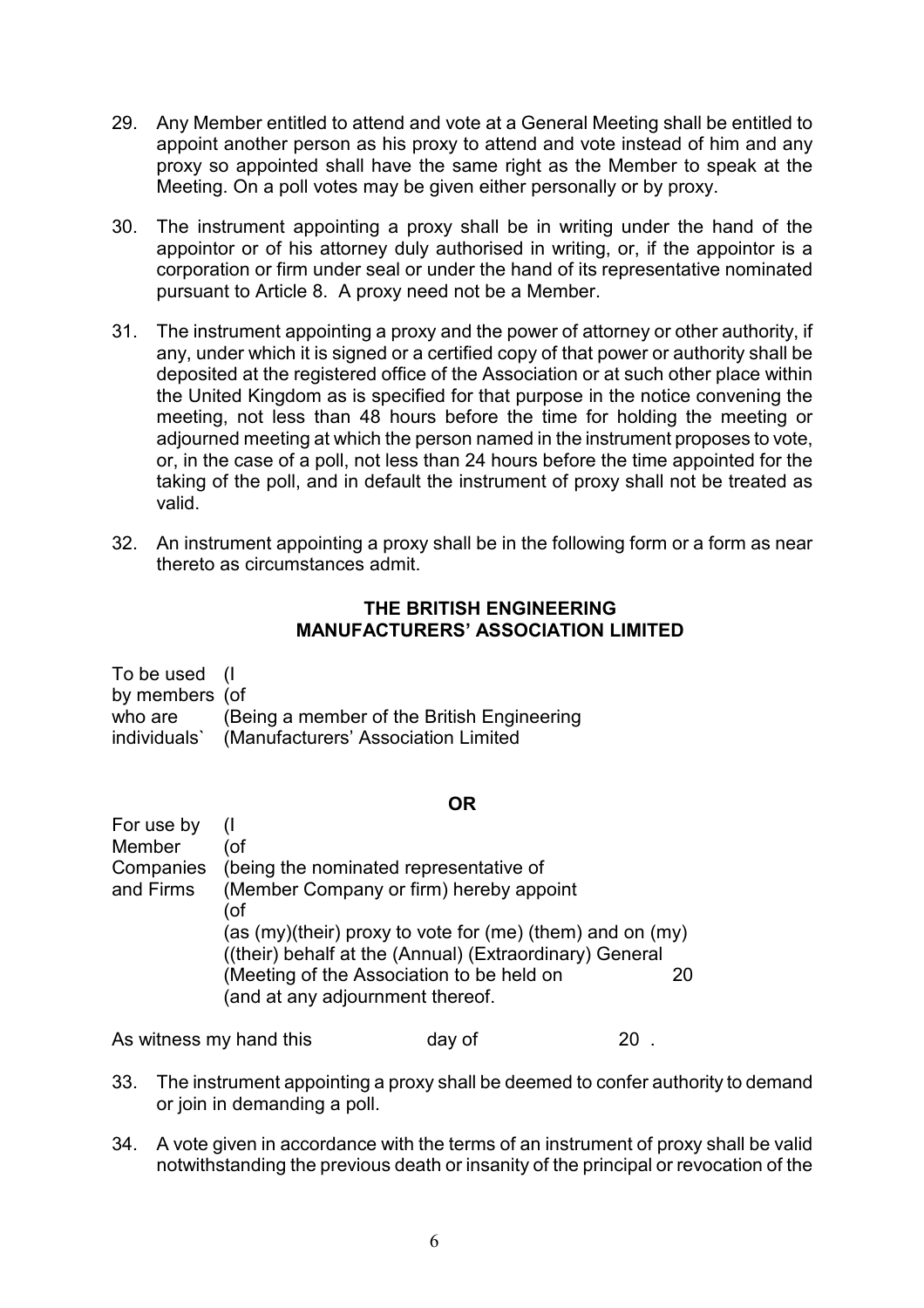29. Any Member entitled to attend and vote at a General Meeting shall be entitled to appoint another person as his proxy to attend and vote instead of him and any proxy so appointed shall have the same right as the Member to speak at the Meeting. On a poll votes may be given either personally or by proxy.

30. The instrument appointing a proxy shall be in writing under the hand of the appointor or of his attorney duly authorised in writing, or, if the appointor is a corporation or firm under seal or under the hand of its representative nominated pursuant to Article 8. A proxy need not be a Member.

31. The instrument appointing a proxy and the power of attorney or other authority, if any, under which it is signed or a certified copy of that power or authority shall be deposited at the registered office of the Association or at such other place within the United Kingdom as is specified for that purpose in the notice convening the meeting, not less than 48 hours before the time for holding the meeting or adjourned meeting at which the person named in the instrument proposes to vote, or, in the case of a poll, not less than 24 hours before the time appointed for the taking of the poll, and in default the instrument of proxy shall not be treated as valid.

32. An instrument appointing a proxy shall be in the following form or a form as near thereto as circumstances admit.

**THE BRITISH ENGINEERING MANUFACTURERS' ASSOCIATION LIMITED**

| | |
|---|---|
| To be used by members who are individuals` | (I<br>(of<br>(Being a member of the British Engineering<br>(Manufacturers' Association Limited |

**OR**

| | |
|---|---|
| For use by Member Companies and Firms | (I<br>(of<br>(being the nominated representative of<br>(Member Company or firm) hereby appoint<br>(of<br>(as (my)(their) proxy to vote for (me) (them) and on (my)<br>((their) behalf at the (Annual) (Extraordinary) General<br>(Meeting of the Association to be held on 20<br>(and at any adjournment thereof. |

As witness my hand this day of 20 .

33. The instrument appointing a proxy shall be deemed to confer authority to demand or join in demanding a poll.

34. A vote given in accordance with the terms of an instrument of proxy shall be valid notwithstanding the previous death or insanity of the principal or revocation of the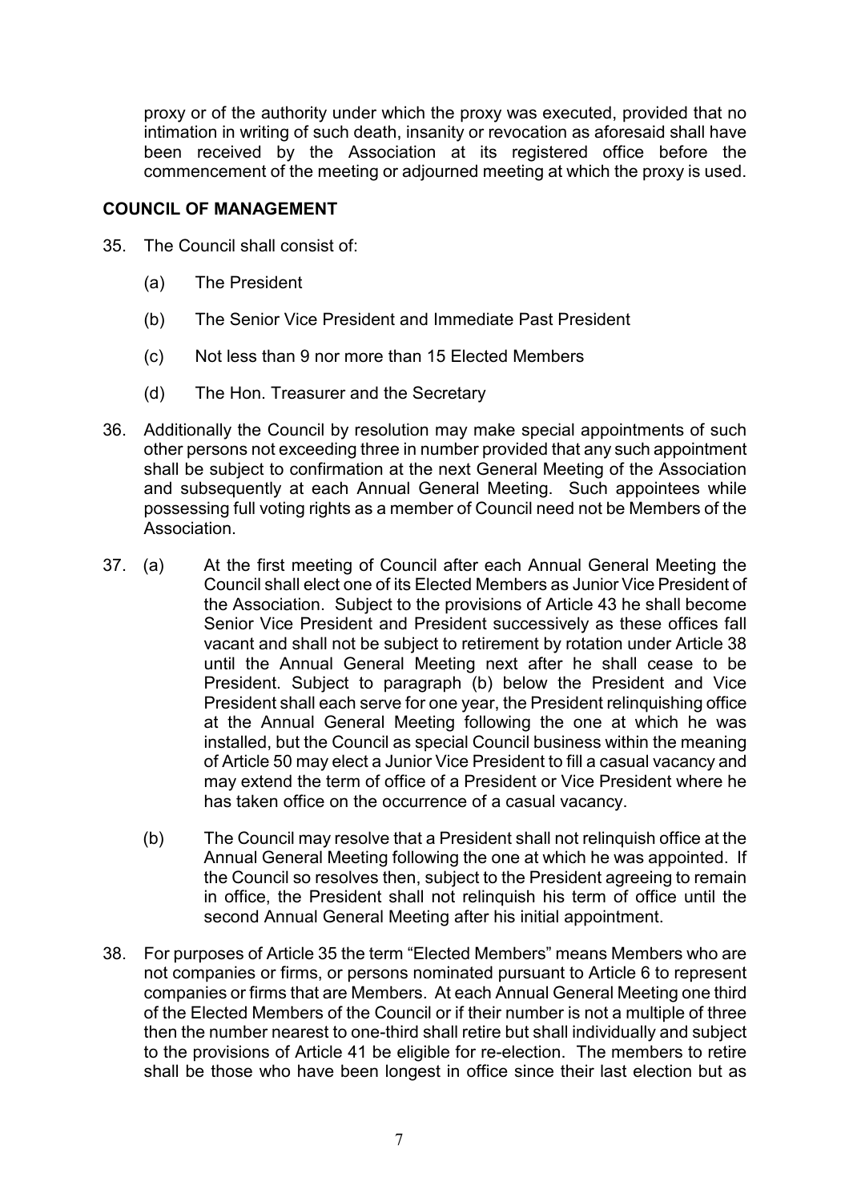proxy or of the authority under which the proxy was executed, provided that no intimation in writing of such death, insanity or revocation as aforesaid shall have been received by the Association at its registered office before the commencement of the meeting or adjourned meeting at which the proxy is used.

## COUNCIL OF MANAGEMENT

35. The Council shall consist of:

    (a) The President

    (b) The Senior Vice President and Immediate Past President

    (c) Not less than 9 nor more than 15 Elected Members

    (d) The Hon. Treasurer and the Secretary

36. Additionally the Council by resolution may make special appointments of such other persons not exceeding three in number provided that any such appointment shall be subject to confirmation at the next General Meeting of the Association and subsequently at each Annual General Meeting. Such appointees while possessing full voting rights as a member of Council need not be Members of the Association.

37. (a) At the first meeting of Council after each Annual General Meeting the Council shall elect one of its Elected Members as Junior Vice President of the Association. Subject to the provisions of Article 43 he shall become Senior Vice President and President successively as these offices fall vacant and shall not be subject to retirement by rotation under Article 38 until the Annual General Meeting next after he shall cease to be President. Subject to paragraph (b) below the President and Vice President shall each serve for one year, the President relinquishing office at the Annual General Meeting following the one at which he was installed, but the Council as special Council business within the meaning of Article 50 may elect a Junior Vice President to fill a casual vacancy and may extend the term of office of a President or Vice President where he has taken office on the occurrence of a casual vacancy.

    (b) The Council may resolve that a President shall not relinquish office at the Annual General Meeting following the one at which he was appointed. If the Council so resolves then, subject to the President agreeing to remain in office, the President shall not relinquish his term of office until the second Annual General Meeting after his initial appointment.

38. For purposes of Article 35 the term "Elected Members" means Members who are not companies or firms, or persons nominated pursuant to Article 6 to represent companies or firms that are Members. At each Annual General Meeting one third of the Elected Members of the Council or if their number is not a multiple of three then the number nearest to one-third shall retire but shall individually and subject to the provisions of Article 41 be eligible for re-election. The members to retire shall be those who have been longest in office since their last election but as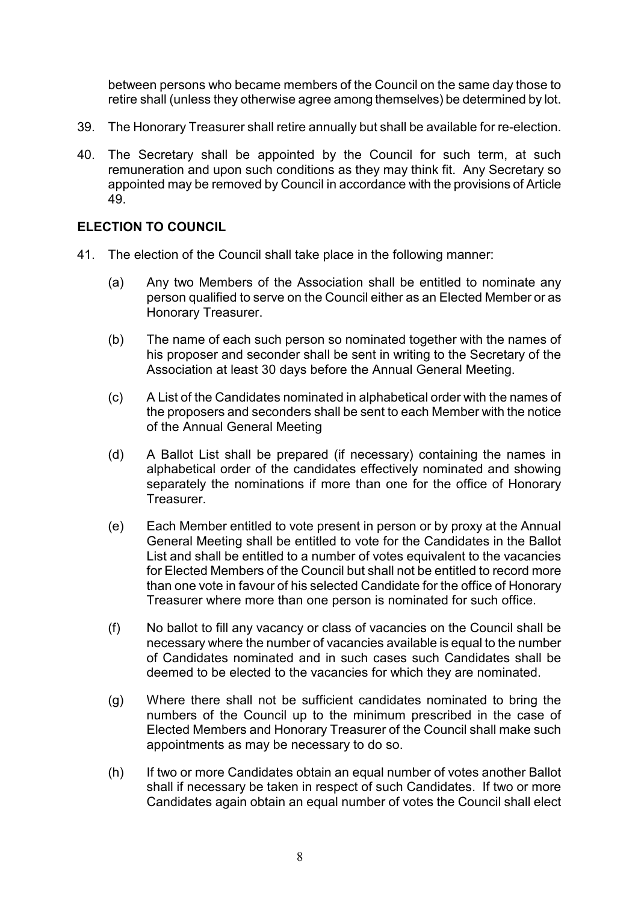between persons who became members of the Council on the same day those to retire shall (unless they otherwise agree among themselves) be determined by lot.

39. The Honorary Treasurer shall retire annually but shall be available for re-election.

40. The Secretary shall be appointed by the Council for such term, at such remuneration and upon such conditions as they may think fit. Any Secretary so appointed may be removed by Council in accordance with the provisions of Article 49.

**ELECTION TO COUNCIL**

41. The election of the Council shall take place in the following manner:

    (a) Any two Members of the Association shall be entitled to nominate any person qualified to serve on the Council either as an Elected Member or as Honorary Treasurer.

    (b) The name of each such person so nominated together with the names of his proposer and seconder shall be sent in writing to the Secretary of the Association at least 30 days before the Annual General Meeting.

    (c) A List of the Candidates nominated in alphabetical order with the names of the proposers and seconders shall be sent to each Member with the notice of the Annual General Meeting

    (d) A Ballot List shall be prepared (if necessary) containing the names in alphabetical order of the candidates effectively nominated and showing separately the nominations if more than one for the office of Honorary Treasurer.

    (e) Each Member entitled to vote present in person or by proxy at the Annual General Meeting shall be entitled to vote for the Candidates in the Ballot List and shall be entitled to a number of votes equivalent to the vacancies for Elected Members of the Council but shall not be entitled to record more than one vote in favour of his selected Candidate for the office of Honorary Treasurer where more than one person is nominated for such office.

    (f) No ballot to fill any vacancy or class of vacancies on the Council shall be necessary where the number of vacancies available is equal to the number of Candidates nominated and in such cases such Candidates shall be deemed to be elected to the vacancies for which they are nominated.

    (g) Where there shall not be sufficient candidates nominated to bring the numbers of the Council up to the minimum prescribed in the case of Elected Members and Honorary Treasurer of the Council shall make such appointments as may be necessary to do so.

    (h) If two or more Candidates obtain an equal number of votes another Ballot shall if necessary be taken in respect of such Candidates. If two or more Candidates again obtain an equal number of votes the Council shall elect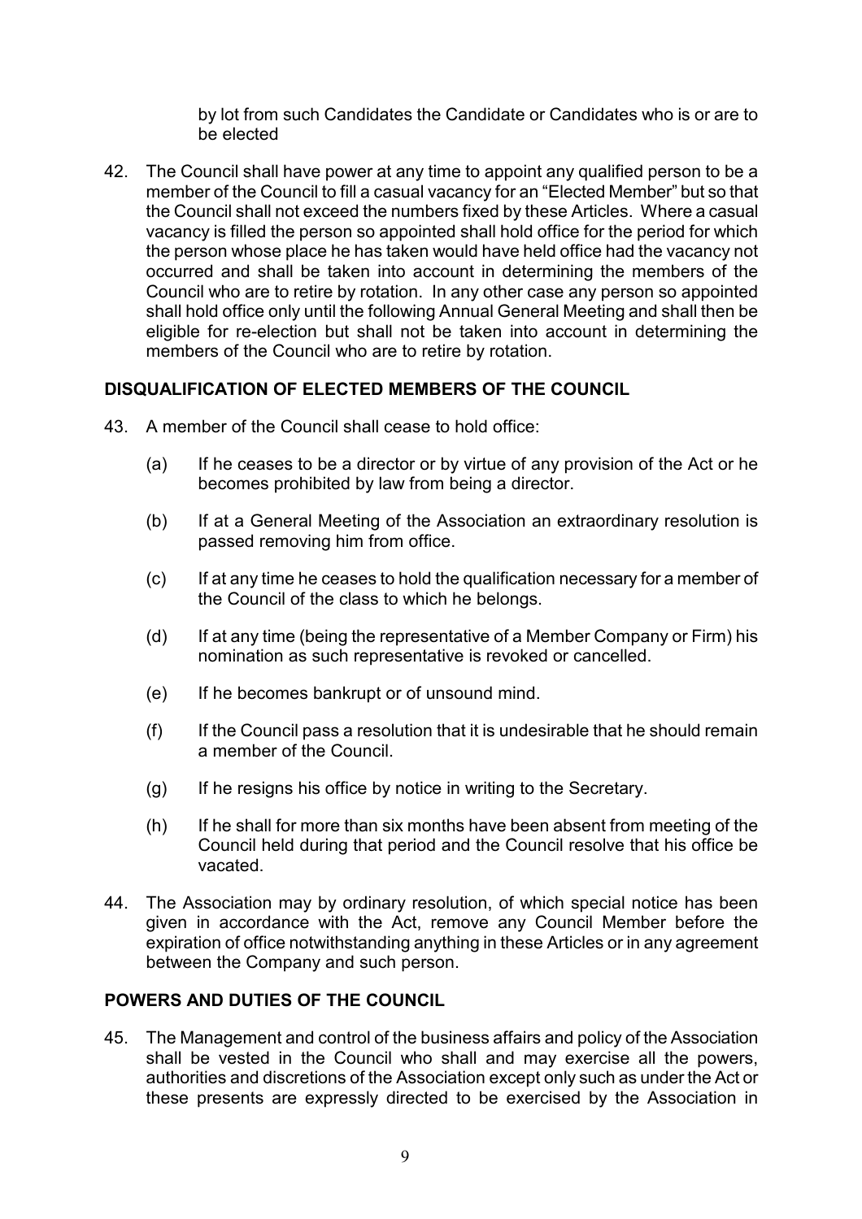by lot from such Candidates the Candidate or Candidates who is or are to be elected

42. The Council shall have power at any time to appoint any qualified person to be a member of the Council to fill a casual vacancy for an "Elected Member" but so that the Council shall not exceed the numbers fixed by these Articles. Where a casual vacancy is filled the person so appointed shall hold office for the period for which the person whose place he has taken would have held office had the vacancy not occurred and shall be taken into account in determining the members of the Council who are to retire by rotation. In any other case any person so appointed shall hold office only until the following Annual General Meeting and shall then be eligible for re-election but shall not be taken into account in determining the members of the Council who are to retire by rotation.

## DISQUALIFICATION OF ELECTED MEMBERS OF THE COUNCIL

43. A member of the Council shall cease to hold office:

    (a) If he ceases to be a director or by virtue of any provision of the Act or he becomes prohibited by law from being a director.

    (b) If at a General Meeting of the Association an extraordinary resolution is passed removing him from office.

    (c) If at any time he ceases to hold the qualification necessary for a member of the Council of the class to which he belongs.

    (d) If at any time (being the representative of a Member Company or Firm) his nomination as such representative is revoked or cancelled.

    (e) If he becomes bankrupt or of unsound mind.

    (f) If the Council pass a resolution that it is undesirable that he should remain a member of the Council.

    (g) If he resigns his office by notice in writing to the Secretary.

    (h) If he shall for more than six months have been absent from meeting of the Council held during that period and the Council resolve that his office be vacated.

44. The Association may by ordinary resolution, of which special notice has been given in accordance with the Act, remove any Council Member before the expiration of office notwithstanding anything in these Articles or in any agreement between the Company and such person.

## POWERS AND DUTIES OF THE COUNCIL

45. The Management and control of the business affairs and policy of the Association shall be vested in the Council who shall and may exercise all the powers, authorities and discretions of the Association except only such as under the Act or these presents are expressly directed to be exercised by the Association in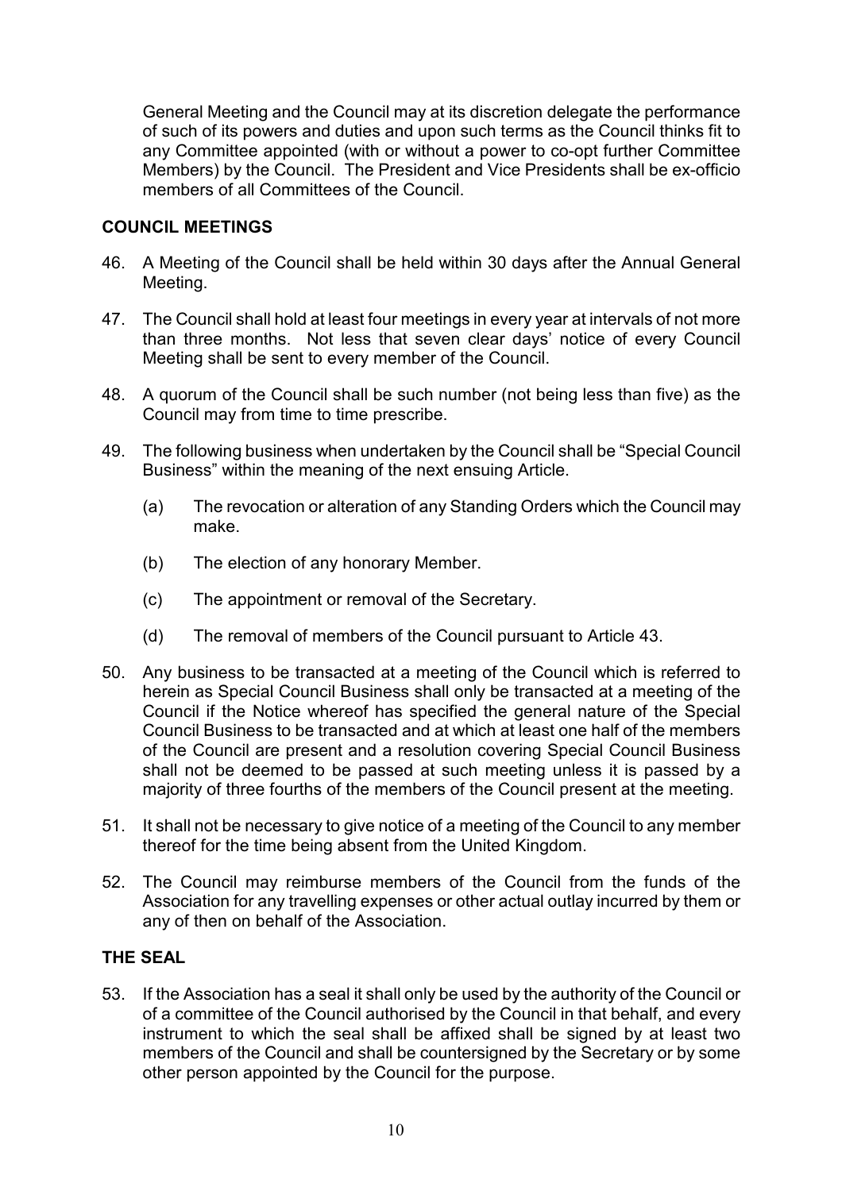General Meeting and the Council may at its discretion delegate the performance of such of its powers and duties and upon such terms as the Council thinks fit to any Committee appointed (with or without a power to co-opt further Committee Members) by the Council. The President and Vice Presidents shall be ex-officio members of all Committees of the Council.

## COUNCIL MEETINGS

46. A Meeting of the Council shall be held within 30 days after the Annual General Meeting.

47. The Council shall hold at least four meetings in every year at intervals of not more than three months. Not less that seven clear days' notice of every Council Meeting shall be sent to every member of the Council.

48. A quorum of the Council shall be such number (not being less than five) as the Council may from time to time prescribe.

49. The following business when undertaken by the Council shall be "Special Council Business" within the meaning of the next ensuing Article.

    (a) The revocation or alteration of any Standing Orders which the Council may make.

    (b) The election of any honorary Member.

    (c) The appointment or removal of the Secretary.

    (d) The removal of members of the Council pursuant to Article 43.

50. Any business to be transacted at a meeting of the Council which is referred to herein as Special Council Business shall only be transacted at a meeting of the Council if the Notice whereof has specified the general nature of the Special Council Business to be transacted and at which at least one half of the members of the Council are present and a resolution covering Special Council Business shall not be deemed to be passed at such meeting unless it is passed by a majority of three fourths of the members of the Council present at the meeting.

51. It shall not be necessary to give notice of a meeting of the Council to any member thereof for the time being absent from the United Kingdom.

52. The Council may reimburse members of the Council from the funds of the Association for any travelling expenses or other actual outlay incurred by them or any of then on behalf of the Association.

## THE SEAL

53. If the Association has a seal it shall only be used by the authority of the Council or of a committee of the Council authorised by the Council in that behalf, and every instrument to which the seal shall be affixed shall be signed by at least two members of the Council and shall be countersigned by the Secretary or by some other person appointed by the Council for the purpose.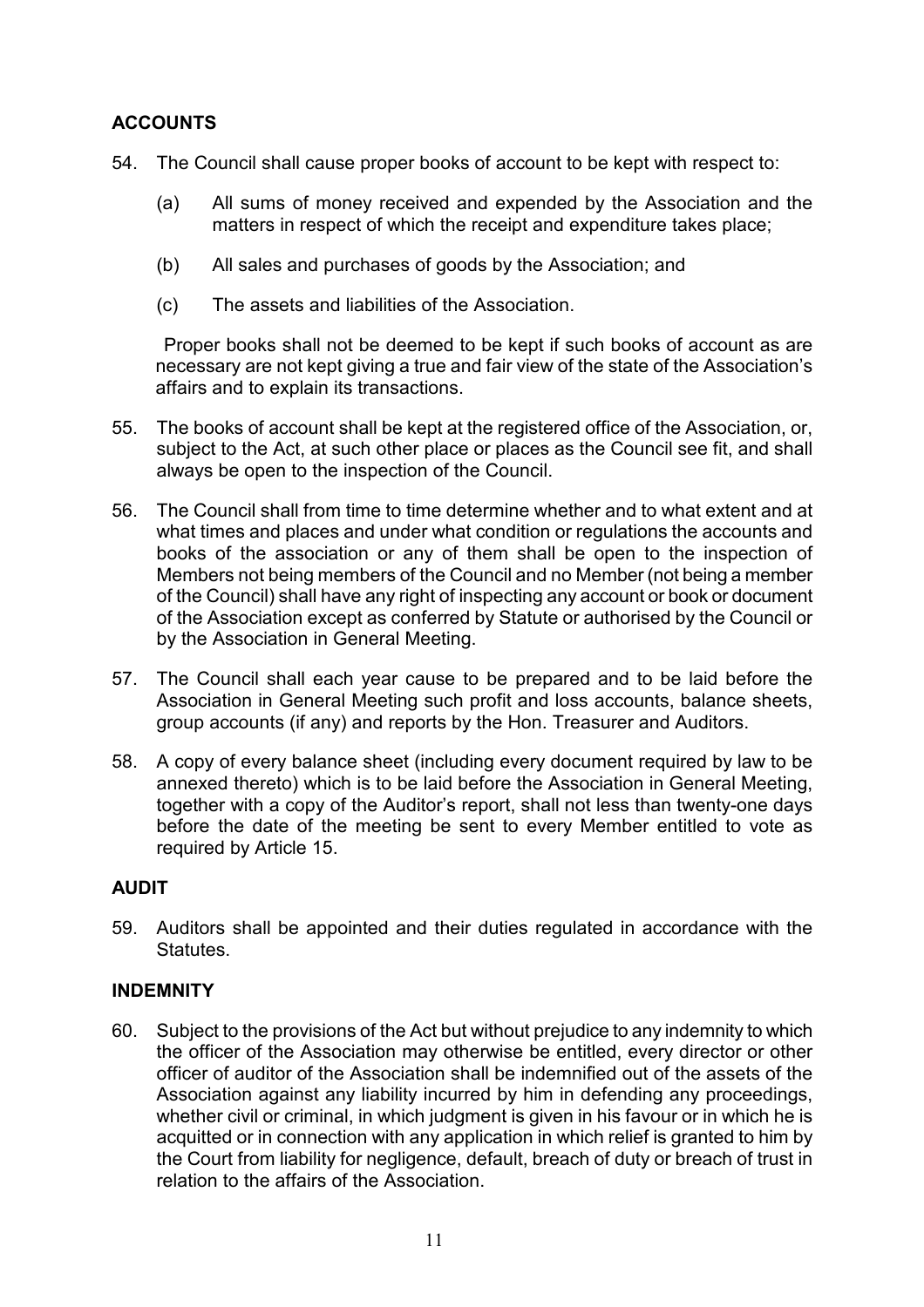## ACCOUNTS

54. The Council shall cause proper books of account to be kept with respect to:

    (a) All sums of money received and expended by the Association and the matters in respect of which the receipt and expenditure takes place;

    (b) All sales and purchases of goods by the Association; and

    (c) The assets and liabilities of the Association.

    Proper books shall not be deemed to be kept if such books of account as are necessary are not kept giving a true and fair view of the state of the Association's affairs and to explain its transactions.

55. The books of account shall be kept at the registered office of the Association, or, subject to the Act, at such other place or places as the Council see fit, and shall always be open to the inspection of the Council.

56. The Council shall from time to time determine whether and to what extent and at what times and places and under what condition or regulations the accounts and books of the association or any of them shall be open to the inspection of Members not being members of the Council and no Member (not being a member of the Council) shall have any right of inspecting any account or book or document of the Association except as conferred by Statute or authorised by the Council or by the Association in General Meeting.

57. The Council shall each year cause to be prepared and to be laid before the Association in General Meeting such profit and loss accounts, balance sheets, group accounts (if any) and reports by the Hon. Treasurer and Auditors.

58. A copy of every balance sheet (including every document required by law to be annexed thereto) which is to be laid before the Association in General Meeting, together with a copy of the Auditor's report, shall not less than twenty-one days before the date of the meeting be sent to every Member entitled to vote as required by Article 15.

## AUDIT

59. Auditors shall be appointed and their duties regulated in accordance with the Statutes.

## INDEMNITY

60. Subject to the provisions of the Act but without prejudice to any indemnity to which the officer of the Association may otherwise be entitled, every director or other officer of auditor of the Association shall be indemnified out of the assets of the Association against any liability incurred by him in defending any proceedings, whether civil or criminal, in which judgment is given in his favour or in which he is acquitted or in connection with any application in which relief is granted to him by the Court from liability for negligence, default, breach of duty or breach of trust in relation to the affairs of the Association.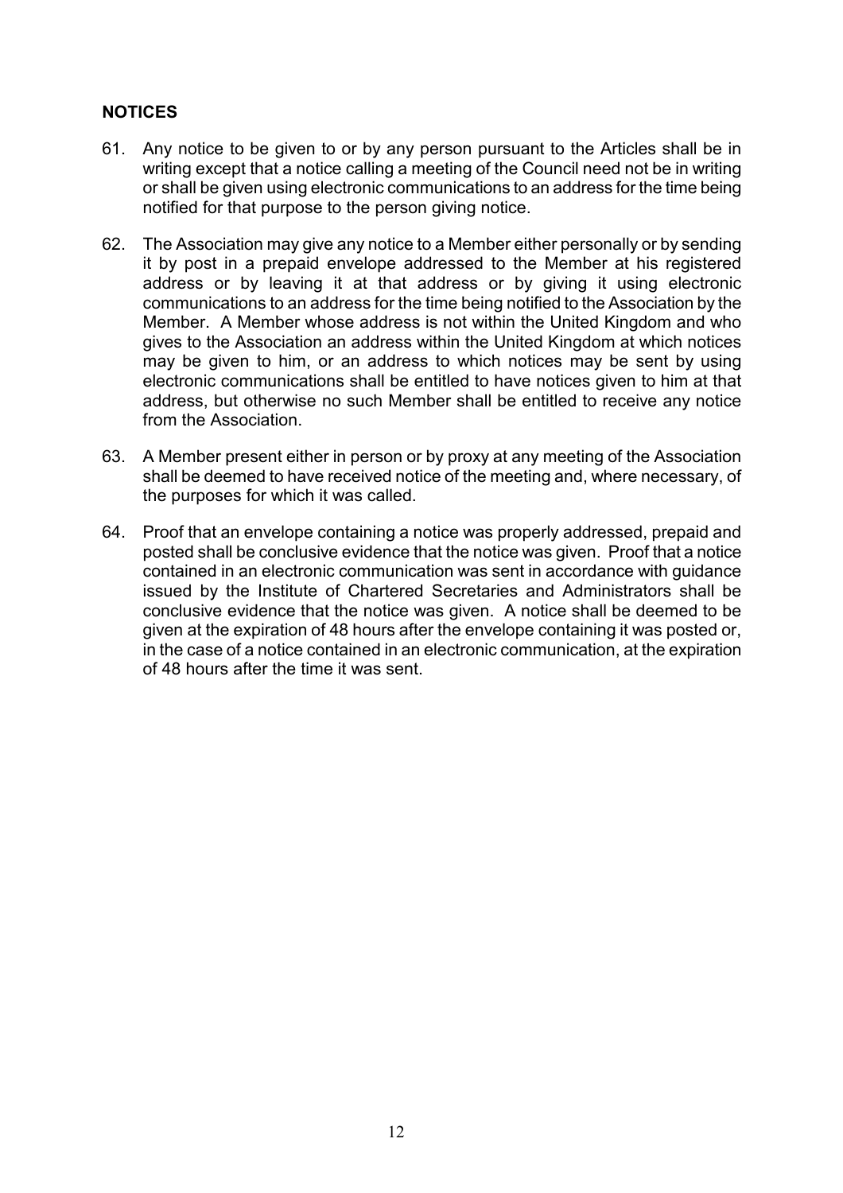## NOTICES

61. Any notice to be given to or by any person pursuant to the Articles shall be in writing except that a notice calling a meeting of the Council need not be in writing or shall be given using electronic communications to an address for the time being notified for that purpose to the person giving notice.

62. The Association may give any notice to a Member either personally or by sending it by post in a prepaid envelope addressed to the Member at his registered address or by leaving it at that address or by giving it using electronic communications to an address for the time being notified to the Association by the Member. A Member whose address is not within the United Kingdom and who gives to the Association an address within the United Kingdom at which notices may be given to him, or an address to which notices may be sent by using electronic communications shall be entitled to have notices given to him at that address, but otherwise no such Member shall be entitled to receive any notice from the Association.

63. A Member present either in person or by proxy at any meeting of the Association shall be deemed to have received notice of the meeting and, where necessary, of the purposes for which it was called.

64. Proof that an envelope containing a notice was properly addressed, prepaid and posted shall be conclusive evidence that the notice was given. Proof that a notice contained in an electronic communication was sent in accordance with guidance issued by the Institute of Chartered Secretaries and Administrators shall be conclusive evidence that the notice was given. A notice shall be deemed to be given at the expiration of 48 hours after the envelope containing it was posted or, in the case of a notice contained in an electronic communication, at the expiration of 48 hours after the time it was sent.